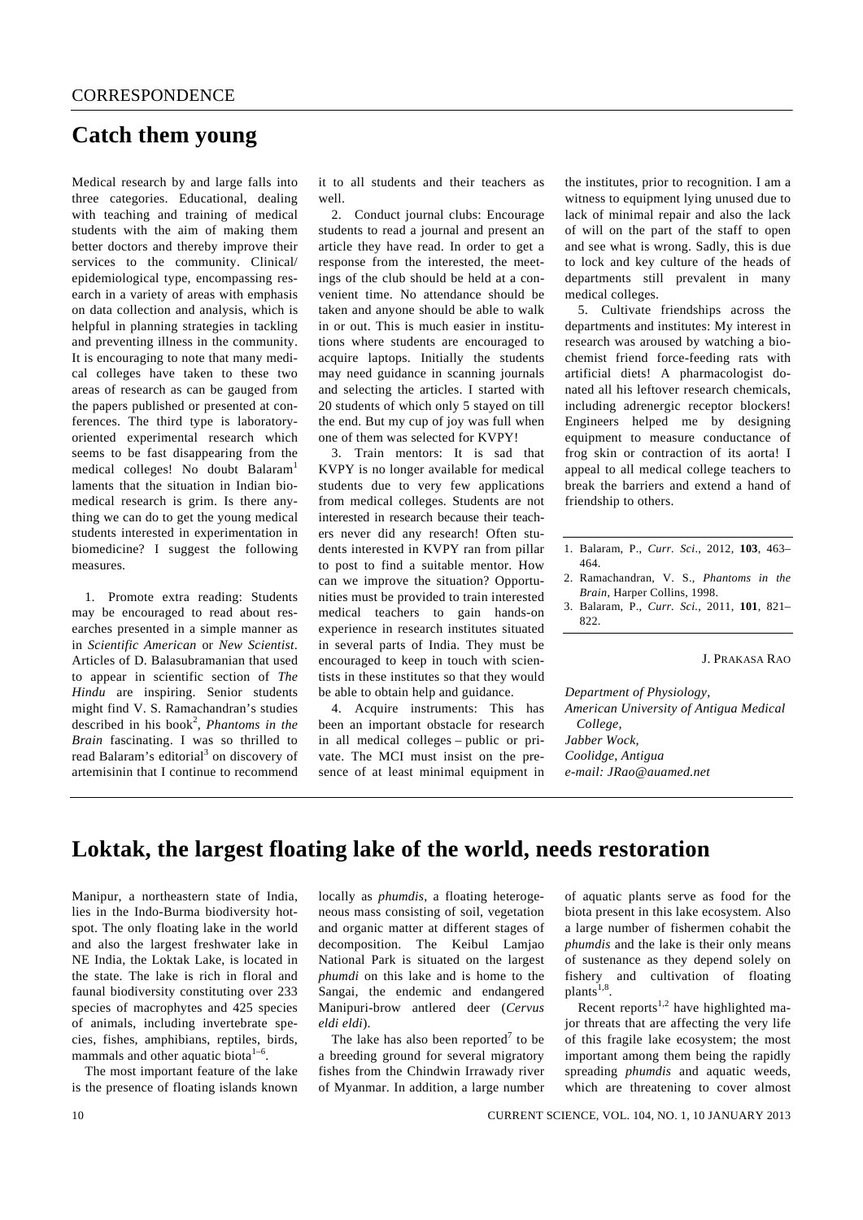CORRESPONDENCE

# Catch them young

Medical research by and large falls into three categories. Educational, dealing with teaching and training of medical students with the aim of making them better doctors and thereby improve their services to the community. Clinical/epidemiological type, encompassing research in a variety of areas with emphasis on data collection and analysis, which is helpful in planning strategies in tackling and preventing illness in the community. It is encouraging to note that many medical colleges have taken to these two areas of research as can be gauged from the papers published or presented at conferences. The third type is laboratory-oriented experimental research which seems to be fast disappearing from the medical colleges! No doubt Balaram[1] laments that the situation in Indian biomedical research is grim. Is there anything we can do to get the young medical students interested in experimentation in biomedicine? I suggest the following measures.

1. Promote extra reading: Students may be encouraged to read about researches presented in a simple manner as in *Scientific American* or *New Scientist*. Articles of D. Balasubramanian that used to appear in scientific section of *The Hindu* are inspiring. Senior students might find V. S. Ramachandran's studies described in his book[2], *Phantoms in the Brain* fascinating. I was so thrilled to read Balaram's editorial[3] on discovery of artemisinin that I continue to recommend it to all students and their teachers as well.

2. Conduct journal clubs: Encourage students to read a journal and present an article they have read. In order to get a response from the interested, the meetings of the club should be held at a convenient time. No attendance should be taken and anyone should be able to walk in or out. This is much easier in institutions where students are encouraged to acquire laptops. Initially the students may need guidance in scanning journals and selecting the articles. I started with 20 students of which only 5 stayed on till the end. But my cup of joy was full when one of them was selected for KVPY!

3. Train mentors: It is sad that KVPY is no longer available for medical students due to very few applications from medical colleges. Students are not interested in research because their teachers never did any research! Often students interested in KVPY ran from pillar to post to find a suitable mentor. How can we improve the situation? Opportunities must be provided to train interested medical teachers to gain hands-on experience in research institutes situated in several parts of India. They must be encouraged to keep in touch with scientists in these institutes so that they would be able to obtain help and guidance.

4. Acquire instruments: This has been an important obstacle for research in all medical colleges – public or private. The MCI must insist on the presence of at least minimal equipment in the institutes, prior to recognition. I am a witness to equipment lying unused due to lack of minimal repair and also the lack of will on the part of the staff to open and see what is wrong. Sadly, this is due to lock and key culture of the heads of departments still prevalent in many medical colleges.

5. Cultivate friendships across the departments and institutes: My interest in research was aroused by watching a biochemist friend force-feeding rats with artificial diets! A pharmacologist donated all his leftover research chemicals, including adrenergic receptor blockers! Engineers helped me by designing equipment to measure conductance of frog skin or contraction of its aorta! I appeal to all medical college teachers to break the barriers and extend a hand of friendship to others.

1. Balaram, P., *Curr. Sci*., 2012, **103**, 463–464.
2. Ramachandran, V. S., *Phantoms in the Brain*, Harper Collins, 1998.
3. Balaram, P., *Curr. Sci.*, 2011, **101**, 821–822.

J. PRAKASA RAO

*Department of Physiology,*
*American University of Antigua Medical College,*
*Jabber Wock,*
*Coolidge, Antigua*
*e-mail: JRao@auamed.net*

# Loktak, the largest floating lake of the world, needs restoration

Manipur, a northeastern state of India, lies in the Indo-Burma biodiversity hotspot. The only floating lake in the world and also the largest freshwater lake in NE India, the Loktak Lake, is located in the state. The lake is rich in floral and faunal biodiversity constituting over 233 species of macrophytes and 425 species of animals, including invertebrate species, fishes, amphibians, reptiles, birds, mammals and other aquatic biota[1–6].

The most important feature of the lake is the presence of floating islands known locally as *phumdis*, a floating heterogeneous mass consisting of soil, vegetation and organic matter at different stages of decomposition. The Keibul Lamjao National Park is situated on the largest *phumdi* on this lake and is home to the Sangai, the endemic and endangered Manipuri-brow antlered deer (*Cervus eldi eldi*).

The lake has also been reported[7] to be a breeding ground for several migratory fishes from the Chindwin Irrawady river of Myanmar. In addition, a large number of aquatic plants serve as food for the biota present in this lake ecosystem. Also a large number of fishermen cohabit the *phumdis* and the lake is their only means of sustenance as they depend solely on fishery and cultivation of floating plants[1,8].

Recent reports[1,2] have highlighted major threats that are affecting the very life of this fragile lake ecosystem; the most important among them being the rapidly spreading *phumdis* and aquatic weeds, which are threatening to cover almost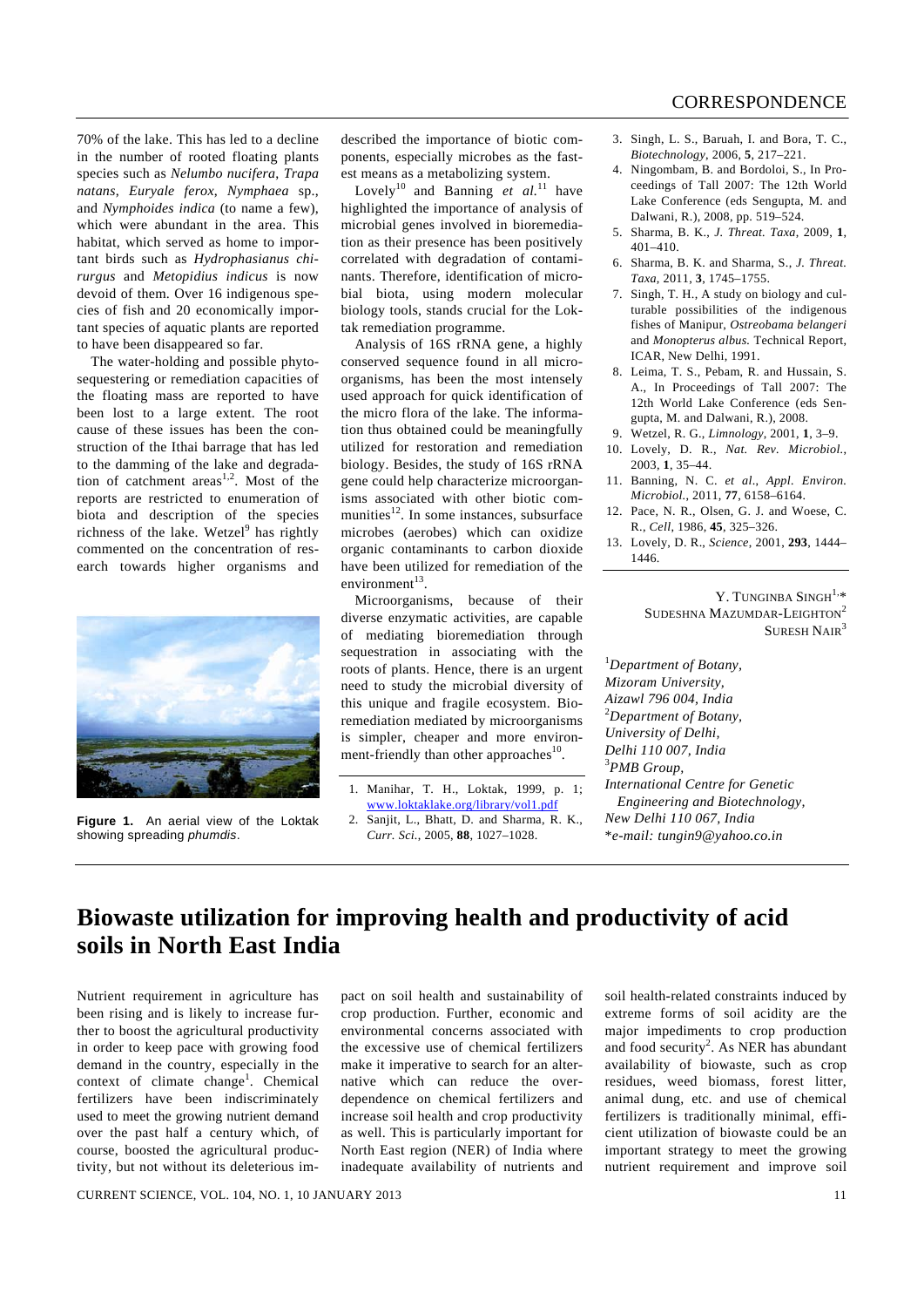70% of the lake. This has led to a decline in the number of rooted floating plants species such as *Nelumbo nucifera*, *Trapa natans*, *Euryale ferox*, *Nymphaea* sp., and *Nymphoides indica* (to name a few), which were abundant in the area. This habitat, which served as home to important birds such as *Hydrophasianus chirurgus* and *Metopidius indicus* is now devoid of them. Over 16 indigenous species of fish and 20 economically important species of aquatic plants are reported to have been disappeared so far.

The water-holding and possible phytosequestering or remediation capacities of the floating mass are reported to have been lost to a large extent. The root cause of these issues has been the construction of the Ithai barrage that has led to the damming of the lake and degradation of catchment areas[1,2]. Most of the reports are restricted to enumeration of biota and description of the species richness of the lake. Wetzel[9] has rightly commented on the concentration of research towards higher organisms and described the importance of biotic components, especially microbes as the fastest means as a metabolizing system.

Figure 1. An aerial view of the Loktak showing spreading *phumdis*.

Lovely[10] and Banning *et al.*[11] have highlighted the importance of analysis of microbial genes involved in bioremediation as their presence has been positively correlated with degradation of contaminants. Therefore, identification of microbial biota, using modern molecular biology tools, stands crucial for the Loktak remediation programme.

Analysis of 16S rRNA gene, a highly conserved sequence found in all microorganisms, has been the most intensely used approach for quick identification of the micro flora of the lake. The information thus obtained could be meaningfully utilized for restoration and remediation biology. Besides, the study of 16S rRNA gene could help characterize microorganisms associated with other biotic communities[12]. In some instances, subsurface microbes (aerobes) which can oxidize organic contaminants to carbon dioxide have been utilized for remediation of the environment[13].

Microorganisms, because of their diverse enzymatic activities, are capable of mediating bioremediation through sequestration in associating with the roots of plants. Hence, there is an urgent need to study the microbial diversity of this unique and fragile ecosystem. Bioremediation mediated by microorganisms is simpler, cheaper and more environment-friendly than other approaches[10].

1. Manihar, T. H., Loktak, 1999, p. 1; www.loktaklake.org/library/vol1.pdf
2. Sanjit, L., Bhatt, D. and Sharma, R. K., *Curr. Sci.*, 2005, **88**, 1027–1028.
3. Singh, L. S., Baruah, I. and Bora, T. C., *Biotechnology*, 2006, **5**, 217–221.
4. Ningombam, B. and Bordoloi, S., In Proceedings of Tall 2007: The 12th World Lake Conference (eds Sengupta, M. and Dalwani, R.), 2008, pp. 519–524.
5. Sharma, B. K., *J. Threat. Taxa*, 2009, **1**, 401–410.
6. Sharma, B. K. and Sharma, S., *J. Threat. Taxa*, 2011, **3**, 1745–1755.
7. Singh, T. H., A study on biology and culturable possibilities of the indigenous fishes of Manipur, *Ostreobama belangeri* and *Monopterus albus.* Technical Report, ICAR, New Delhi, 1991.
8. Leima, T. S., Pebam, R. and Hussain, S. A., In Proceedings of Tall 2007: The 12th World Lake Conference (eds Sengupta, M. and Dalwani, R.), 2008.
9. Wetzel, R. G., *Limnology*, 2001, **1**, 3–9.
10. Lovely, D. R., *Nat. Rev. Microbiol.*, 2003, **1**, 35–44.
11. Banning, N. C. *et al*., *Appl. Environ. Microbiol.*, 2011, **77**, 6158–6164.
12. Pace, N. R., Olsen, G. J. and Woese, C. R., *Cell*, 1986, **45**, 325–326.
13. Lovely, D. R., *Science*, 2001, **293**, 1444–1446.

Y. TUNGINBA SINGH[1,*]
SUDESHNA MAZUMDAR-LEIGHTON[2]
SURESH NAIR[3]

[1]*Department of Botany, Mizoram University, Aizawl 796 004, India*
[2]*Department of Botany, University of Delhi, Delhi 110 007, India*
[3]*PMB Group, International Centre for Genetic Engineering and Biotechnology, New Delhi 110 067, India*
*\*e-mail: tungin9@yahoo.co.in*

# Biowaste utilization for improving health and productivity of acid soils in North East India

Nutrient requirement in agriculture has been rising and is likely to increase further to boost the agricultural productivity in order to keep pace with growing food demand in the country, especially in the context of climate change[1]. Chemical fertilizers have been indiscriminately used to meet the growing nutrient demand over the past half a century which, of course, boosted the agricultural productivity, but not without its deleterious impact on soil health and sustainability of crop production. Further, economic and environmental concerns associated with the excessive use of chemical fertilizers make it imperative to search for an alternative which can reduce the over-dependence on chemical fertilizers and increase soil health and crop productivity as well. This is particularly important for North East region (NER) of India where inadequate availability of nutrients and soil health-related constraints induced by extreme forms of soil acidity are the major impediments to crop production and food security[2]. As NER has abundant availability of biowaste, such as crop residues, weed biomass, forest litter, animal dung, etc. and use of chemical fertilizers is traditionally minimal, efficient utilization of biowaste could be an important strategy to meet the growing nutrient requirement and improve soil